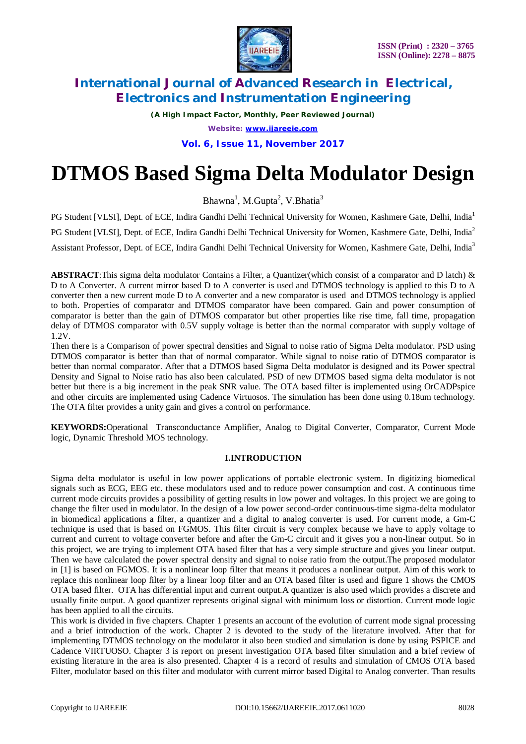# DTMOS Based Sigma Delta Modulator Design

Bhawna[1], M.Gupta[2], V.Bhatia[3]

PG Student [VLSI], Dept. of ECE, Indira Gandhi Delhi Technical University for Women, Kashmere Gate, Delhi, India[1]

PG Student [VLSI], Dept. of ECE, Indira Gandhi Delhi Technical University for Women, Kashmere Gate, Delhi, India[2]

Assistant Professor, Dept. of ECE, Indira Gandhi Delhi Technical University for Women, Kashmere Gate, Delhi, India[3]

**ABSTRACT**:This sigma delta modulator Contains a Filter, a Quantizer(which consist of a comparator and D latch) & D to A Converter. A current mirror based D to A converter is used and DTMOS technology is applied to this D to A converter then a new current mode D to A converter and a new comparator is used and DTMOS technology is applied to both. Properties of comparator and DTMOS comparator have been compared. Gain and power consumption of comparator is better than the gain of DTMOS comparator but other properties like rise time, fall time, propagation delay of DTMOS comparator with 0.5V supply voltage is better than the normal comparator with supply voltage of 1.2V.

Then there is a Comparison of power spectral densities and Signal to noise ratio of Sigma Delta modulator. PSD using DTMOS comparator is better than that of normal comparator. While signal to noise ratio of DTMOS comparator is better than normal comparator. After that a DTMOS based Sigma Delta modulator is designed and its Power spectral Density and Signal to Noise ratio has also been calculated. PSD of new DTMOS based sigma delta modulator is not better but there is a big increment in the peak SNR value. The OTA based filter is implemented using OrCADPspice and other circuits are implemented using Cadence Virtuosos. The simulation has been done using 0.18um technology. The OTA filter provides a unity gain and gives a control on performance.

**KEYWORDS:**Operational Transconductance Amplifier, Analog to Digital Converter, Comparator, Current Mode logic, Dynamic Threshold MOS technology.

## I.INTRODUCTION

Sigma delta modulator is useful in low power applications of portable electronic system. In digitizing biomedical signals such as ECG, EEG etc. these modulators used and to reduce power consumption and cost. A continuous time current mode circuits provides a possibility of getting results in low power and voltages. In this project we are going to change the filter used in modulator. In the design of a low power second-order continuous-time sigma-delta modulator in biomedical applications a filter, a quantizer and a digital to analog converter is used. For current mode, a Gm-C technique is used that is based on FGMOS. This filter circuit is very complex because we have to apply voltage to current and current to voltage converter before and after the Gm-C circuit and it gives you a non-linear output. So in this project, we are trying to implement OTA based filter that has a very simple structure and gives you linear output. Then we have calculated the power spectral density and signal to noise ratio from the output.The proposed modulator in [1] is based on FGMOS. It is a nonlinear loop filter that means it produces a nonlinear output. Aim of this work to replace this nonlinear loop filter by a linear loop filter and an OTA based filter is used and figure 1 shows the CMOS OTA based filter. OTA has differential input and current output.A quantizer is also used which provides a discrete and usually finite output. A good quantizer represents original signal with minimum loss or distortion. Current mode logic has been applied to all the circuits.

This work is divided in five chapters. Chapter 1 presents an account of the evolution of current mode signal processing and a brief introduction of the work. Chapter 2 is devoted to the study of the literature involved. After that for implementing DTMOS technology on the modulator it also been studied and simulation is done by using PSPICE and Cadence VIRTUOSO. Chapter 3 is report on present investigation OTA based filter simulation and a brief review of existing literature in the area is also presented. Chapter 4 is a record of results and simulation of CMOS OTA based Filter, modulator based on this filter and modulator with current mirror based Digital to Analog converter. Than results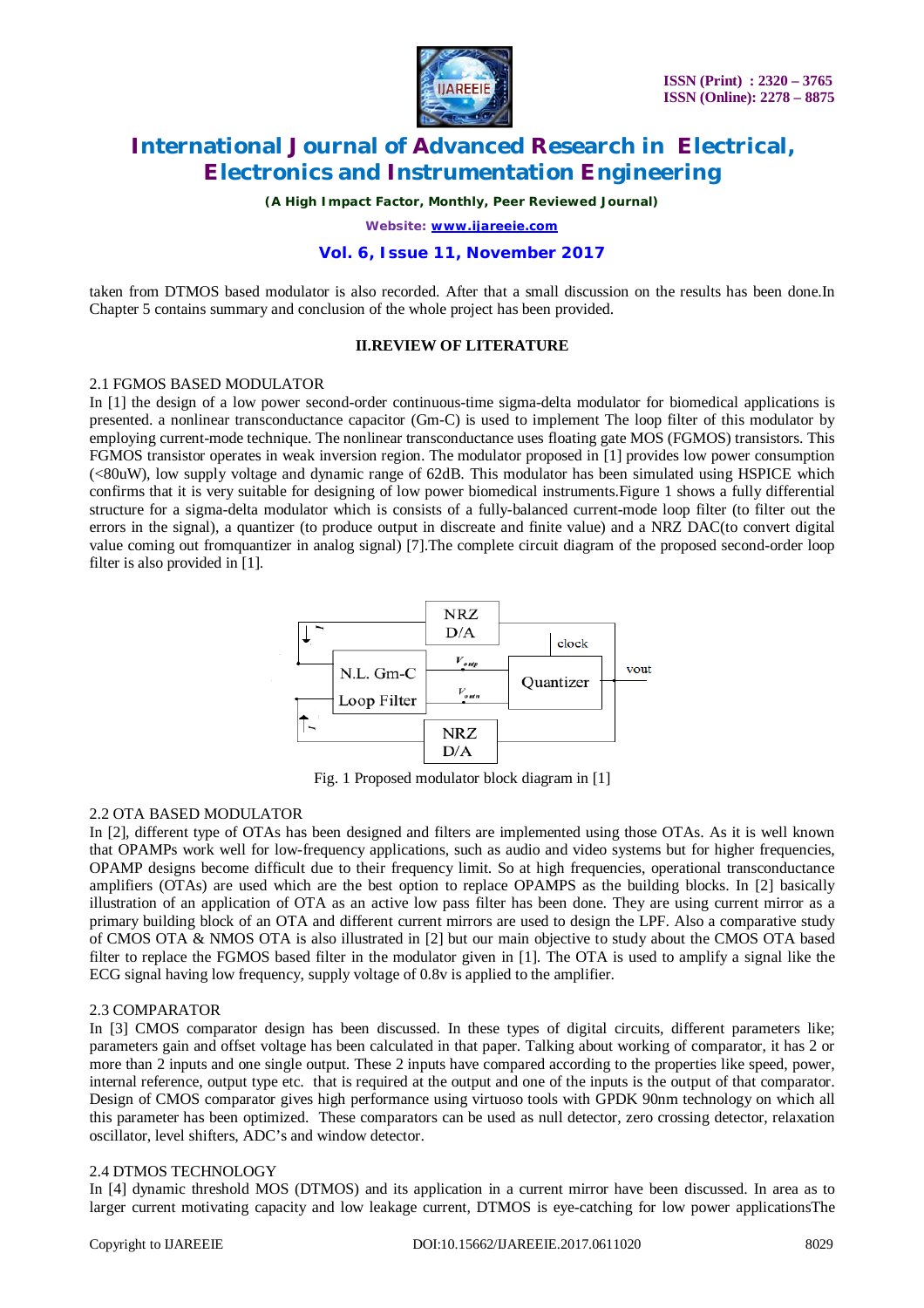taken from DTMOS based modulator is also recorded. After that a small discussion on the results has been done.In Chapter 5 contains summary and conclusion of the whole project has been provided.

## II.REVIEW OF LITERATURE

### 2.1 FGMOS BASED MODULATOR

In [1] the design of a low power second-order continuous-time sigma-delta modulator for biomedical applications is presented. a nonlinear transconductance capacitor (Gm-C) is used to implement The loop filter of this modulator by employing current-mode technique. The nonlinear transconductance uses floating gate MOS (FGMOS) transistors. This FGMOS transistor operates in weak inversion region. The modulator proposed in [1] provides low power consumption (<80uW), low supply voltage and dynamic range of 62dB. This modulator has been simulated using HSPICE which confirms that it is very suitable for designing of low power biomedical instruments.Figure 1 shows a fully differential structure for a sigma-delta modulator which is consists of a fully-balanced current-mode loop filter (to filter out the errors in the signal), a quantizer (to produce output in discreate and finite value) and a NRZ DAC(to convert digital value coming out fromquantizer in analog signal) [7].The complete circuit diagram of the proposed second-order loop filter is also provided in [1].

Fig. 1 Proposed modulator block diagram in [1]

### 2.2 OTA BASED MODULATOR

In [2], different type of OTAs has been designed and filters are implemented using those OTAs. As it is well known that OPAMPs work well for low-frequency applications, such as audio and video systems but for higher frequencies, OPAMP designs become difficult due to their frequency limit. So at high frequencies, operational transconductance amplifiers (OTAs) are used which are the best option to replace OPAMPS as the building blocks. In [2] basically illustration of an application of OTA as an active low pass filter has been done. They are using current mirror as a primary building block of an OTA and different current mirrors are used to design the LPF. Also a comparative study of CMOS OTA & NMOS OTA is also illustrated in [2] but our main objective to study about the CMOS OTA based filter to replace the FGMOS based filter in the modulator given in [1]. The OTA is used to amplify a signal like the ECG signal having low frequency, supply voltage of 0.8v is applied to the amplifier.

### 2.3 COMPARATOR

In [3] CMOS comparator design has been discussed. In these types of digital circuits, different parameters like; parameters gain and offset voltage has been calculated in that paper. Talking about working of comparator, it has 2 or more than 2 inputs and one single output. These 2 inputs have compared according to the properties like speed, power, internal reference, output type etc. that is required at the output and one of the inputs is the output of that comparator. Design of CMOS comparator gives high performance using virtuoso tools with GPDK 90nm technology on which all this parameter has been optimized. These comparators can be used as null detector, zero crossing detector, relaxation oscillator, level shifters, ADC's and window detector.

### 2.4 DTMOS TECHNOLOGY

In [4] dynamic threshold MOS (DTMOS) and its application in a current mirror have been discussed. In area as to larger current motivating capacity and low leakage current, DTMOS is eye-catching for low power applicationsThe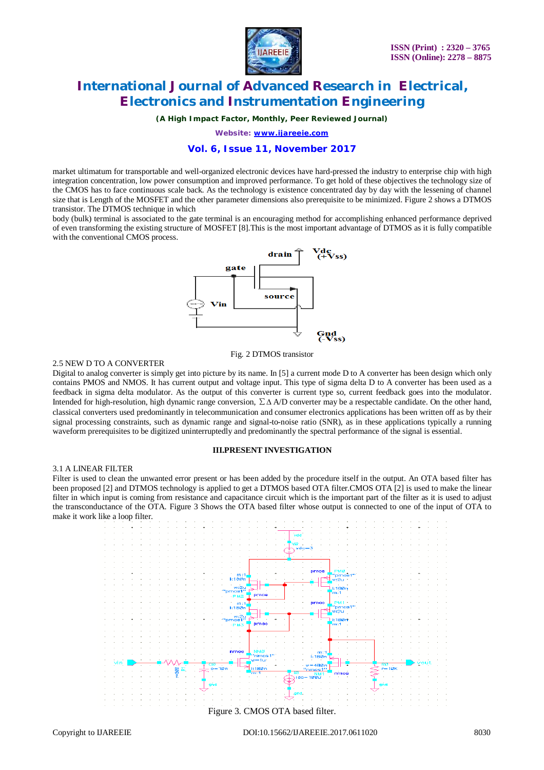market ultimatum for transportable and well-organized electronic devices have hard-pressed the industry to enterprise chip with high integration concentration, low power consumption and improved performance. To get hold of these objectives the technology size of the CMOS has to face continuous scale back. As the technology is existence concentrated day by day with the lessening of channel size that is Length of the MOSFET and the other parameter dimensions also prerequisite to be minimized. Figure 2 shows a DTMOS transistor. The DTMOS technique in which
body (bulk) terminal is associated to the gate terminal is an encouraging method for accomplishing enhanced performance deprived of even transforming the existing structure of MOSFET [8].This is the most important advantage of DTMOS as it is fully compatible with the conventional CMOS process.

Fig. 2 DTMOS transistor

2.5 NEW D TO A CONVERTER

Digital to analog converter is simply get into picture by its name. In [5] a current mode D to A converter has been design which only contains PMOS and NMOS. It has current output and voltage input. This type of sigma delta D to A converter has been used as a feedback in sigma delta modulator. As the output of this converter is current type so, current feedback goes into the modulator. Intended for high-resolution, high dynamic range conversion, $\Sigma\Delta$ A/D converter may be a respectable candidate. On the other hand, classical converters used predominantly in telecommunication and consumer electronics applications has been written off as by their signal processing constraints, such as dynamic range and signal-to-noise ratio (SNR), as in these applications typically a running waveform prerequisites to be digitized uninterruptedly and predominantly the spectral performance of the signal is essential.

## III.PRESENT INVESTIGATION

3.1 A LINEAR FILTER

Filter is used to clean the unwanted error present or has been added by the procedure itself in the output. An OTA based filter has been proposed [2] and DTMOS technology is applied to get a DTMOS based OTA filter.CMOS OTA [2] is used to make the linear filter in which input is coming from resistance and capacitance circuit which is the important part of the filter as it is used to adjust the transconductance of the OTA. Figure 3 Shows the OTA based filter whose output is connected to one of the input of OTA to make it work like a loop filter.

Figure 3. CMOS OTA based filter.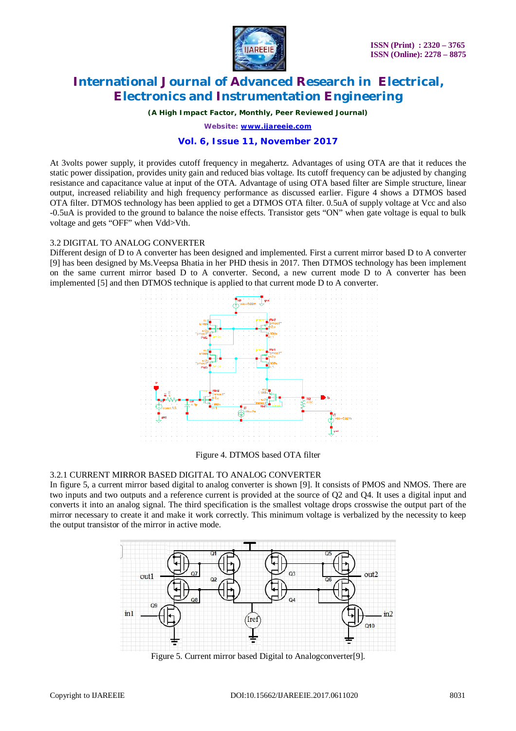At 3volts power supply, it provides cutoff frequency in megahertz. Advantages of using OTA are that it reduces the static power dissipation, provides unity gain and reduced bias voltage. Its cutoff frequency can be adjusted by changing resistance and capacitance value at input of the OTA. Advantage of using OTA based filter are Simple structure, linear output, increased reliability and high frequency performance as discussed earlier. Figure 4 shows a DTMOS based OTA filter. DTMOS technology has been applied to get a DTMOS OTA filter. 0.5uA of supply voltage at Vcc and also -0.5uA is provided to the ground to balance the noise effects. Transistor gets "ON" when gate voltage is equal to bulk voltage and gets "OFF" when Vdd>Vth.

3.2 DIGITAL TO ANALOG CONVERTER

Different design of D to A converter has been designed and implemented. First a current mirror based D to A converter [9] has been designed by Ms.Veepsa Bhatia in her PHD thesis in 2017. Then DTMOS technology has been implement on the same current mirror based D to A converter. Second, a new current mode D to A converter has been implemented [5] and then DTMOS technique is applied to that current mode D to A converter.

Figure 4. DTMOS based OTA filter

3.2.1 CURRENT MIRROR BASED DIGITAL TO ANALOG CONVERTER

In figure 5, a current mirror based digital to analog converter is shown [9]. It consists of PMOS and NMOS. There are two inputs and two outputs and a reference current is provided at the source of Q2 and Q4. It uses a digital input and converts it into an analog signal. The third specification is the smallest voltage drops crosswise the output part of the mirror necessary to create it and make it work correctly. This minimum voltage is verbalized by the necessity to keep the output transistor of the mirror in active mode.

Figure 5. Current mirror based Digital to Analogconverter[9].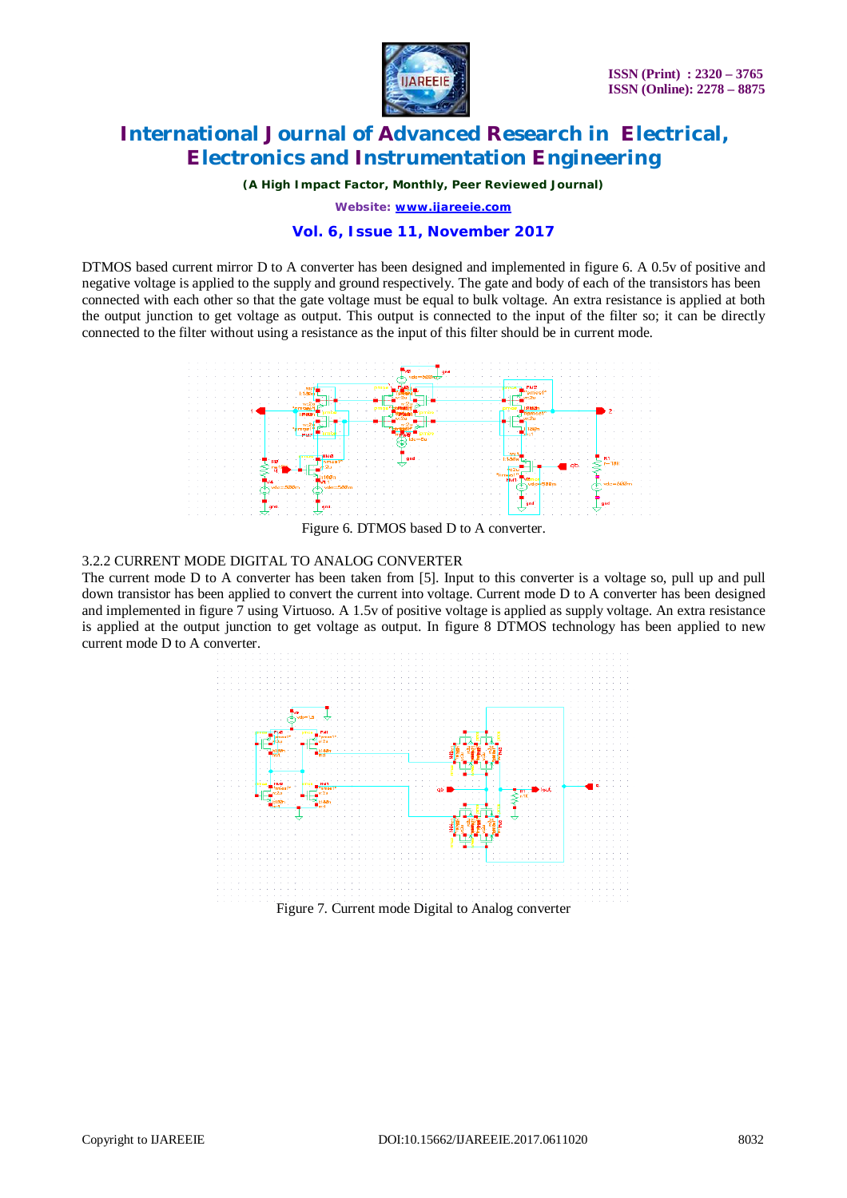DTMOS based current mirror D to A converter has been designed and implemented in figure 6. A 0.5v of positive and negative voltage is applied to the supply and ground respectively. The gate and body of each of the transistors has been connected with each other so that the gate voltage must be equal to bulk voltage. An extra resistance is applied at both the output junction to get voltage as output. This output is connected to the input of the filter so; it can be directly connected to the filter without using a resistance as the input of this filter should be in current mode.

Figure 6. DTMOS based D to A converter.

3.2.2 CURRENT MODE DIGITAL TO ANALOG CONVERTER

The current mode D to A converter has been taken from [5]. Input to this converter is a voltage so, pull up and pull down transistor has been applied to convert the current into voltage. Current mode D to A converter has been designed and implemented in figure 7 using Virtuoso. A 1.5v of positive voltage is applied as supply voltage. An extra resistance is applied at the output junction to get voltage as output. In figure 8 DTMOS technology has been applied to new current mode D to A converter.

Figure 7. Current mode Digital to Analog converter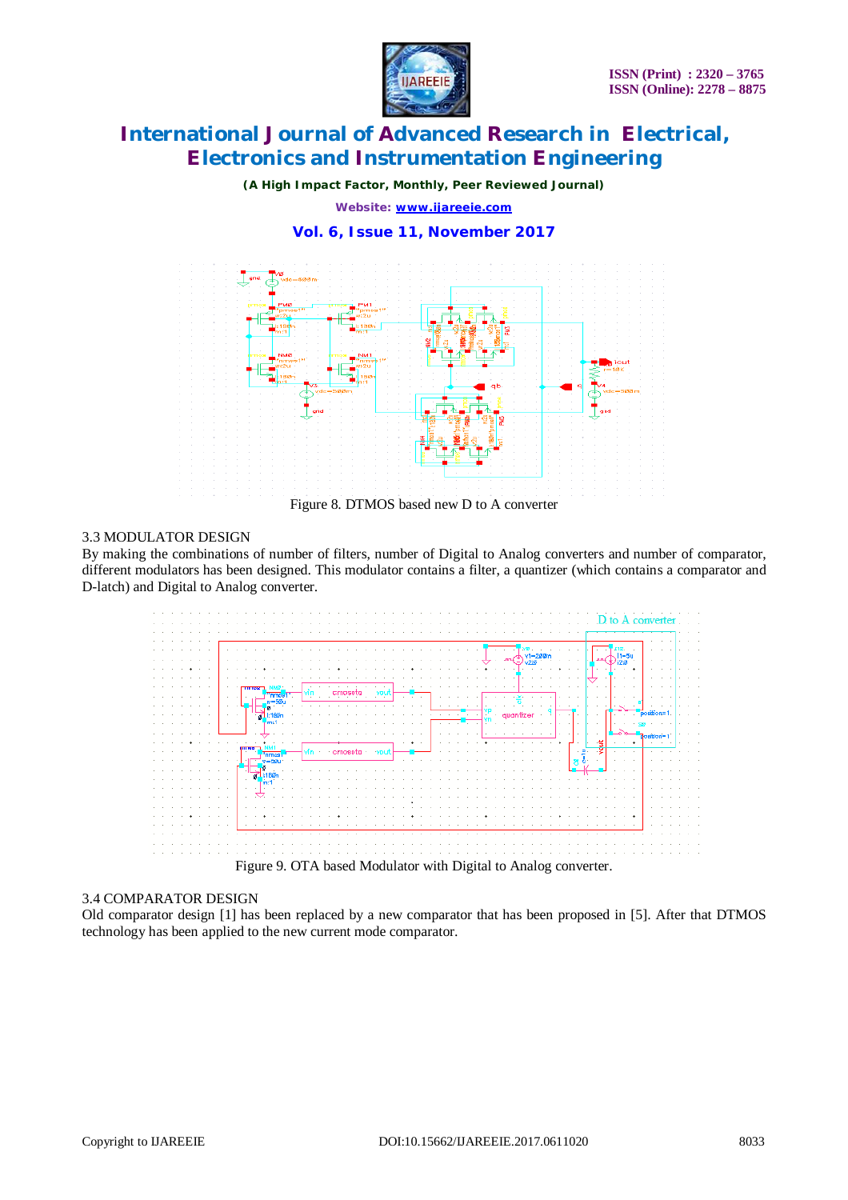Figure 8. DTMOS based new D to A converter

### 3.3 MODULATOR DESIGN

By making the combinations of number of filters, number of Digital to Analog converters and number of comparator, different modulators has been designed. This modulator contains a filter, a quantizer (which contains a comparator and D-latch) and Digital to Analog converter.

Figure 9. OTA based Modulator with Digital to Analog converter.

### 3.4 COMPARATOR DESIGN

Old comparator design [1] has been replaced by a new comparator that has been proposed in [5]. After that DTMOS technology has been applied to the new current mode comparator.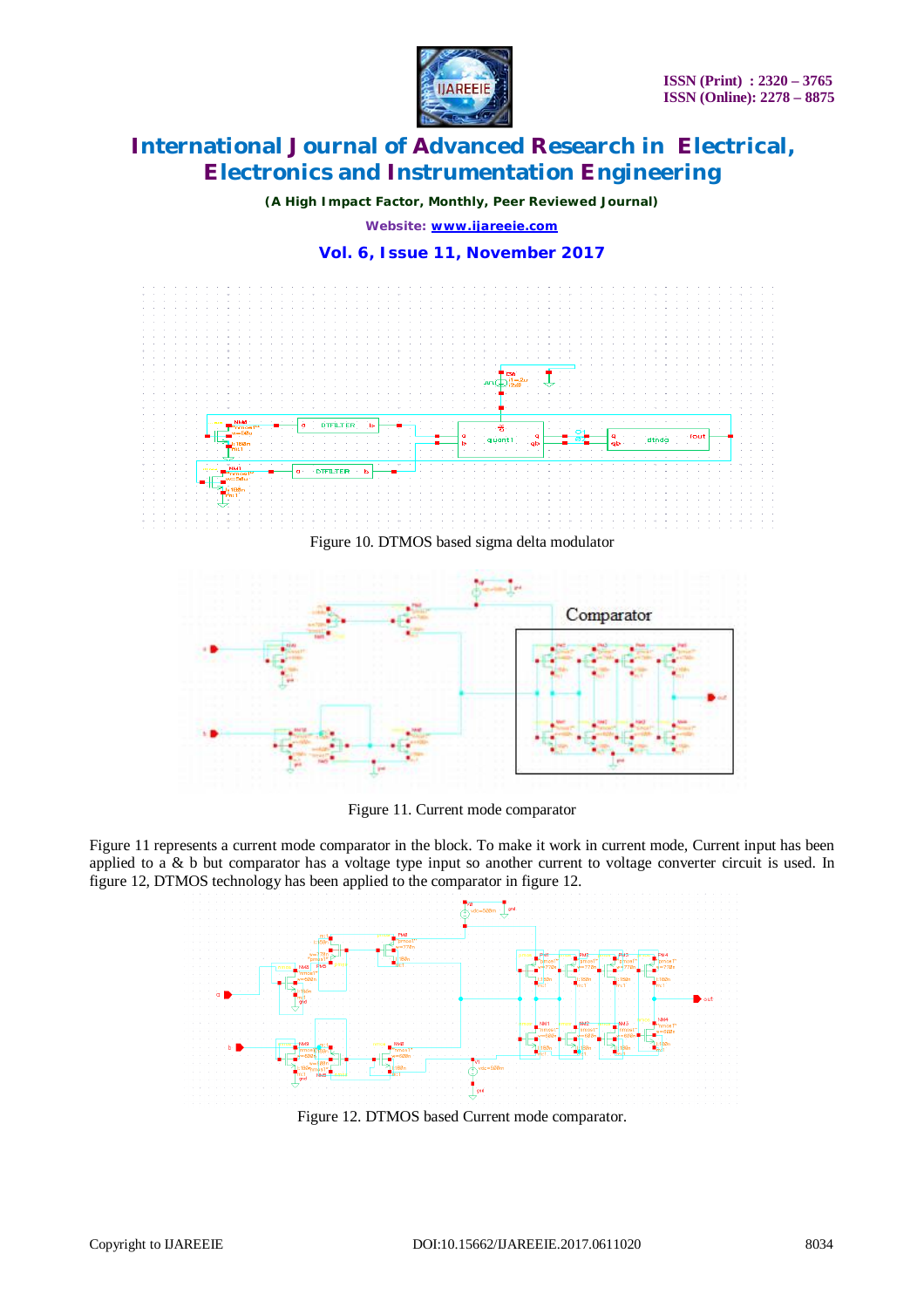Figure 10. DTMOS based sigma delta modulator

Figure 11. Current mode comparator

Figure 11 represents a current mode comparator in the block. To make it work in current mode, Current input has been applied to a & b but comparator has a voltage type input so another current to voltage converter circuit is used. In figure 12, DTMOS technology has been applied to the comparator in figure 12.

Figure 12. DTMOS based Current mode comparator.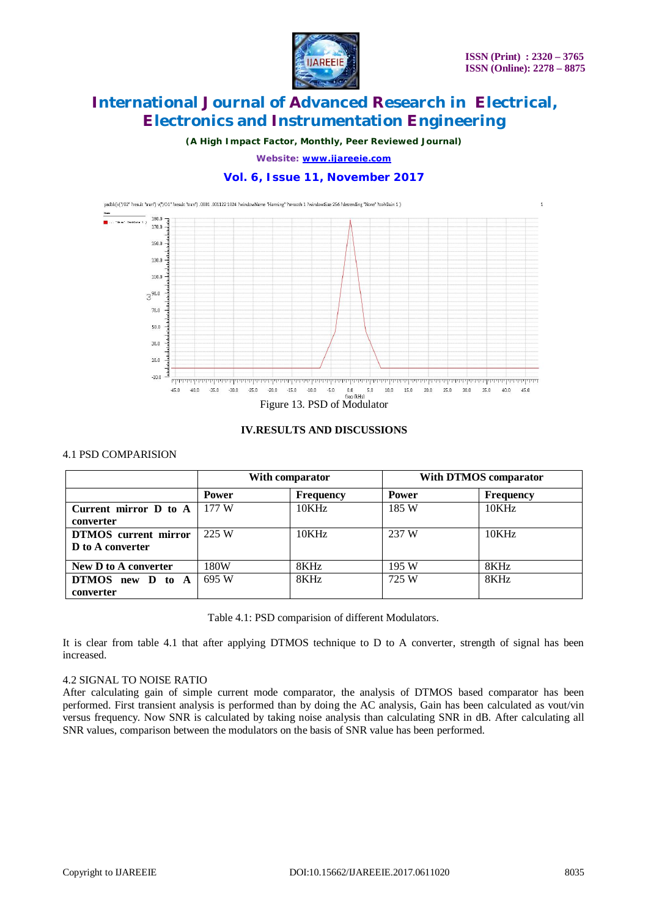Figure 13. PSD of Modulator

## IV.RESULTS AND DISCUSSIONS

### 4.1 PSD COMPARISION

| | With comparator | | With DTMOS comparator | |
|---|---|---|---|---|
| | **Power** | **Frequency** | **Power** | **Frequency** |
| **Current mirror D to A converter** | 177 W | 10KHz | 185 W | 10KHz |
| **DTMOS current mirror D to A converter** | 225 W | 10KHz | 237 W | 10KHz |
| **New D to A converter** | 180W | 8KHz | 195 W | 8KHz |
| **DTMOS new D to A converter** | 695 W | 8KHz | 725 W | 8KHz |

Table 4.1: PSD comparision of different Modulators.

It is clear from table 4.1 that after applying DTMOS technique to D to A converter, strength of signal has been increased.

### 4.2 SIGNAL TO NOISE RATIO

After calculating gain of simple current mode comparator, the analysis of DTMOS based comparator has been performed. First transient analysis is performed than by doing the AC analysis, Gain has been calculated as vout/vin versus frequency. Now SNR is calculated by taking noise analysis than calculating SNR in dB. After calculating all SNR values, comparison between the modulators on the basis of SNR value has been performed.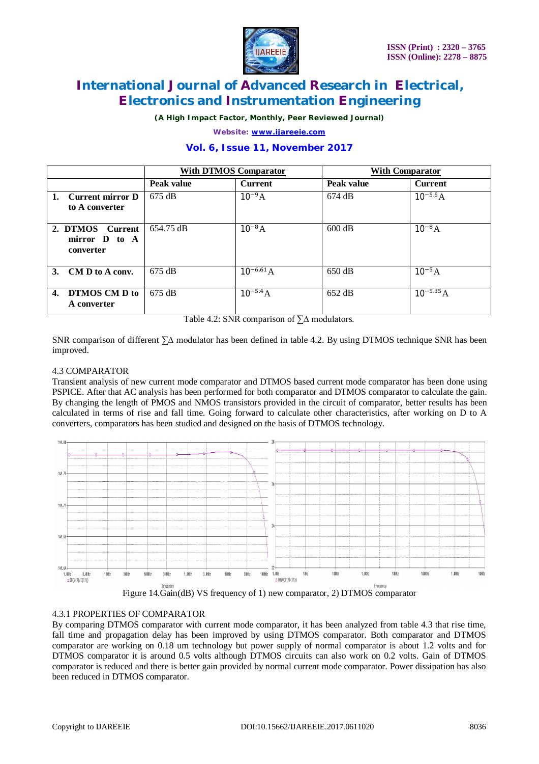| | With DTMOS Comparator | | With Comparator | |
|---|---|---|---|---|
| | **Peak value** | **Current** | **Peak value** | **Current** |
| **1. Current mirror D to A converter** | 675 dB | $10^{-9}$A | 674 dB | $10^{-5.5}$A |
| **2. DTMOS Current mirror D to A converter** | 654.75 dB | $10^{-8}$A | 600 dB | $10^{-8}$A |
| **3. CM D to A conv.** | 675 dB | $10^{-6.61}$A | 650 dB | $10^{-5}$A |
| **4. DTMOS CM D to A converter** | 675 dB | $10^{-5.4}$A | 652 dB | $10^{-5.35}$A |

Table 4.2: SNR comparison of ∑Δ modulators.

SNR comparison of different ∑Δ modulator has been defined in table 4.2. By using DTMOS technique SNR has been improved.

## 4.3 COMPARATOR

Transient analysis of new current mode comparator and DTMOS based current mode comparator has been done using PSPICE. After that AC analysis has been performed for both comparator and DTMOS comparator to calculate the gain. By changing the length of PMOS and NMOS transistors provided in the circuit of comparator, better results has been calculated in terms of rise and fall time. Going forward to calculate other characteristics, after working on D to A converters, comparators has been studied and designed on the basis of DTMOS technology.

Figure 14.Gain(dB) VS frequency of 1) new comparator, 2) DTMOS comparator

### 4.3.1 PROPERTIES OF COMPARATOR

By comparing DTMOS comparator with current mode comparator, it has been analyzed from table 4.3 that rise time, fall time and propagation delay has been improved by using DTMOS comparator. Both comparator and DTMOS comparator are working on 0.18 um technology but power supply of normal comparator is about 1.2 volts and for DTMOS comparator it is around 0.5 volts although DTMOS circuits can also work on 0.2 volts. Gain of DTMOS comparator is reduced and there is better gain provided by normal current mode comparator. Power dissipation has also been reduced in DTMOS comparator.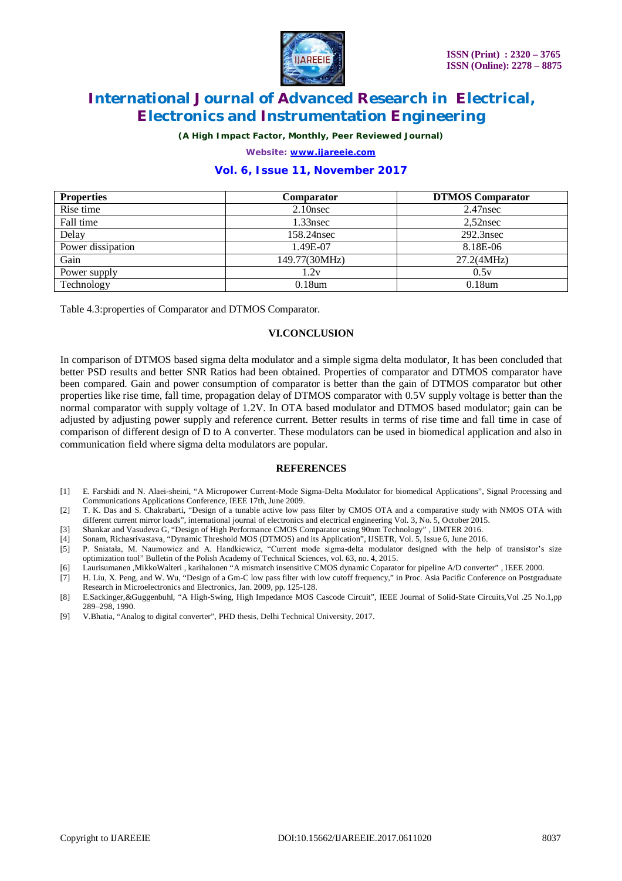| Properties | Comparator | DTMOS Comparator |
| --- | --- | --- |
| Rise time | 2.10nsec | 2.47nsec |
| Fall time | 1.33nsec | 2,52nsec |
| Delay | 158.24nsec | 292.3nsec |
| Power dissipation | 1.49E-07 | 8.18E-06 |
| Gain | 149.77(30MHz) | 27.2(4MHz) |
| Power supply | 1.2v | 0.5v |
| Technology | 0.18um | 0.18um |

Table 4.3:properties of Comparator and DTMOS Comparator.

## VI.CONCLUSION

In comparison of DTMOS based sigma delta modulator and a simple sigma delta modulator, It has been concluded that better PSD results and better SNR Ratios had been obtained. Properties of comparator and DTMOS comparator have been compared. Gain and power consumption of comparator is better than the gain of DTMOS comparator but other properties like rise time, fall time, propagation delay of DTMOS comparator with 0.5V supply voltage is better than the normal comparator with supply voltage of 1.2V. In OTA based modulator and DTMOS based modulator; gain can be adjusted by adjusting power supply and reference current. Better results in terms of rise time and fall time in case of comparison of different design of D to A converter. These modulators can be used in biomedical application and also in communication field where sigma delta modulators are popular.

## REFERENCES

[1] E. Farshidi and N. Alaei-sheini, "A Micropower Current-Mode Sigma-Delta Modulator for biomedical Applications", Signal Processing and Communications Applications Conference, IEEE 17th, June 2009.

[2] T. K. Das and S. Chakrabarti, "Design of a tunable active low pass filter by CMOS OTA and a comparative study with NMOS OTA with different current mirror loads", international journal of electronics and electrical engineering Vol. 3, No. 5, October 2015.

[3] Shankar and Vasudeva G, "Design of High Performance CMOS Comparator using 90nm Technology" , IJMTER 2016.

[4] Sonam, Richasrivastava, "Dynamic Threshold MOS (DTMOS) and its Application", IJSETR, Vol. 5, Issue 6, June 2016.

[5] P. Sniatała, M. Naumowicz and A. Handkiewicz, "Current mode sigma-delta modulator designed with the help of transistor's size optimization tool" Bulletin of the Polish Academy of Technical Sciences, vol. 63, no. 4, 2015.

[6] Laurisumanen ,MikkoWalteri , karihalonen "A mismatch insensitive CMOS dynamic Coparator for pipeline A/D converter" , IEEE 2000.

[7] H. Liu, X. Peng, and W. Wu, "Design of a Gm-C low pass filter with low cutoff frequency," in Proc. Asia Pacific Conference on Postgraduate Research in Microelectronics and Electronics, Jan. 2009, pp. 125-128.

[8] E.Sackinger,&Guggenbuhl, "A High-Swing, High Impedance MOS Cascode Circuit", IEEE Journal of Solid-State Circuits,Vol .25 No.1,pp 289–298, 1990.

[9] V.Bhatia, "Analog to digital converter", PHD thesis, Delhi Technical University, 2017.